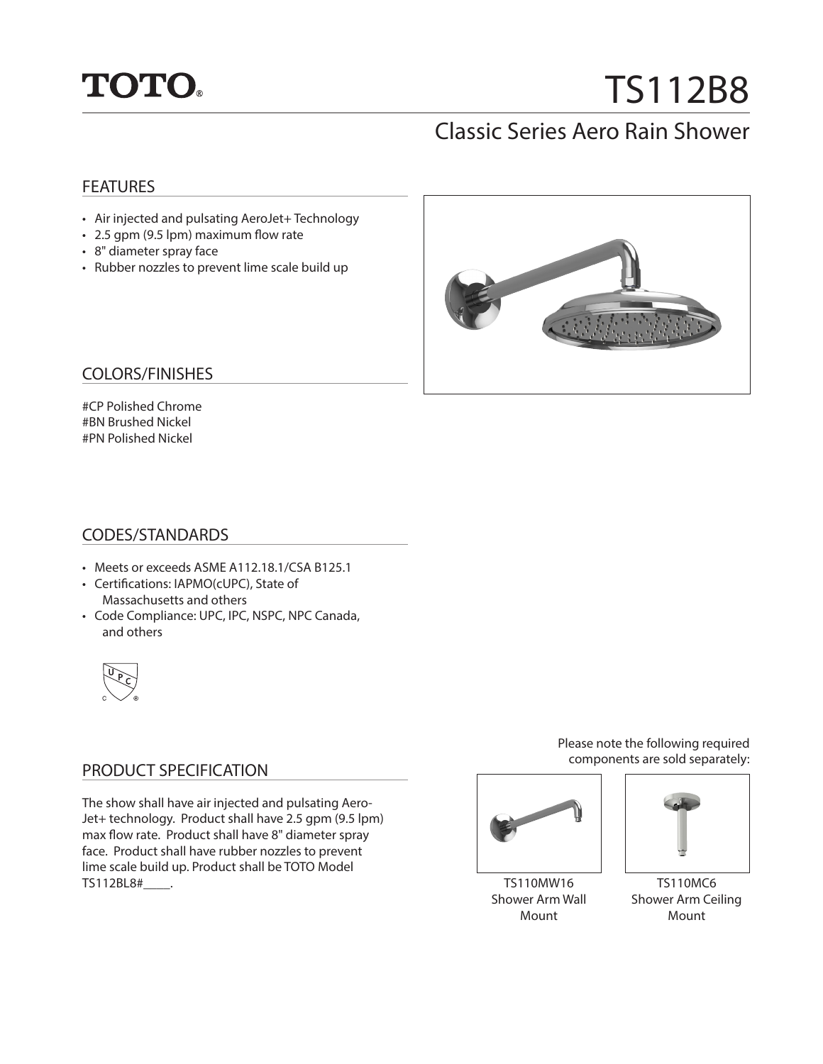TOTO®

# TS112B8

## Classic Series Aero Rain Shower

### FEATURES

- Air injected and pulsating AeroJet+ Technology
- 2.5 gpm (9.5 lpm) maximum flow rate
- 8" diameter spray face
- Rubber nozzles to prevent lime scale build up

### COLORS/FINISHES

#CP Polished Chrome
#BN Brushed Nickel
#PN Polished Nickel

### CODES/STANDARDS

- Meets or exceeds ASME A112.18.1/CSA B125.1
- Certifications: IAPMO(cUPC), State of Massachusetts and others
- Code Compliance: UPC, IPC, NSPC, NPC Canada, and others

### PRODUCT SPECIFICATION

The show shall have air injected and pulsating Aero-Jet+ technology. Product shall have 2.5 gpm (9.5 lpm) max flow rate. Product shall have 8" diameter spray face. Product shall have rubber nozzles to prevent lime scale build up. Product shall be TOTO Model TS112BL8#____.

Please note the following required components are sold separately:

TS110MW16
Shower Arm Wall Mount

TS110MC6
Shower Arm Ceiling Mount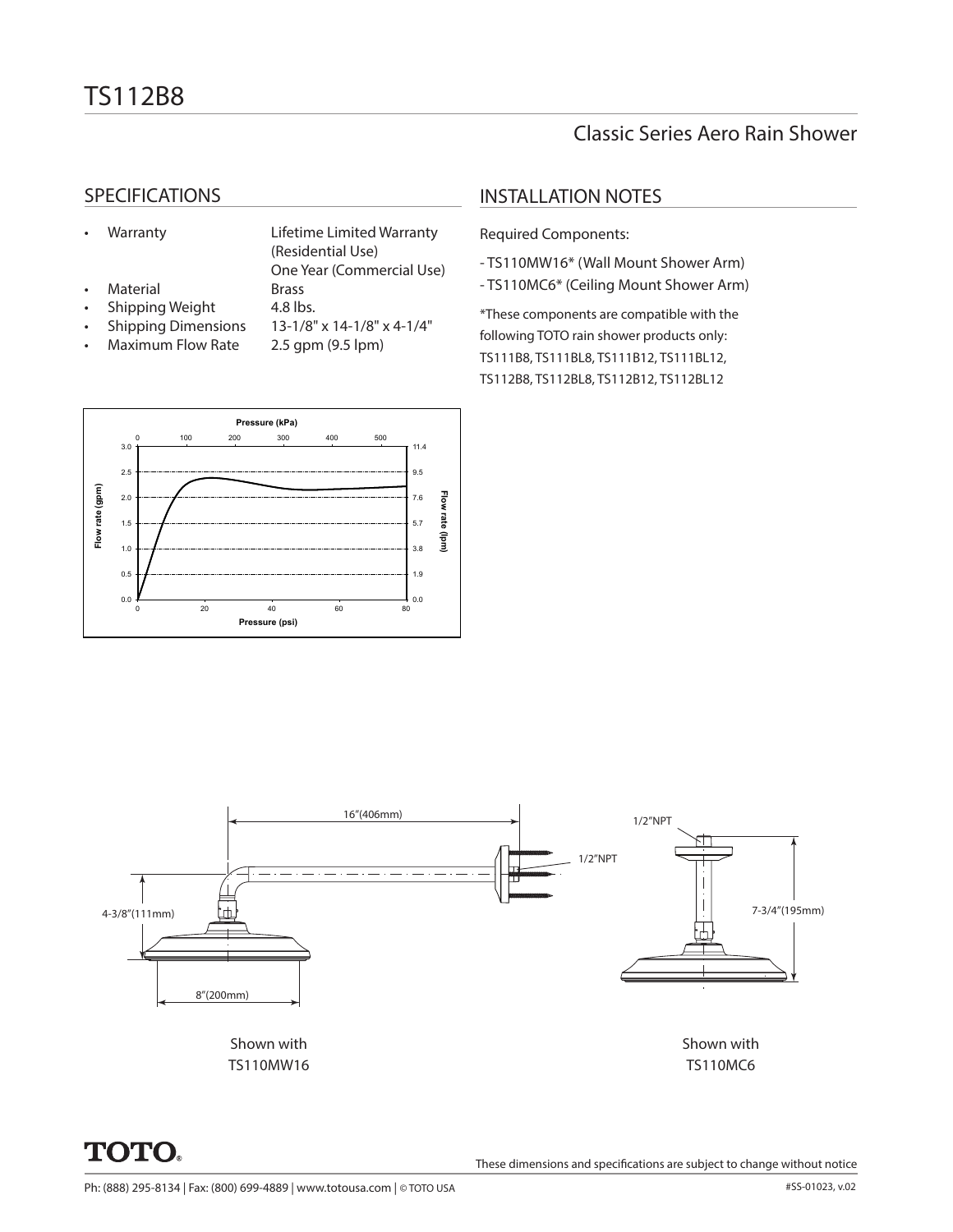# TS112B8

## Classic Series Aero Rain Shower

## SPECIFICATIONS

| | |
|---|---|
| Warranty | Lifetime Limited Warranty (Residential Use) One Year (Commercial Use) |
| Material | Brass |
| Shipping Weight | 4.8 lbs. |
| Shipping Dimensions | 13-1/8" x 14-1/8" x 4-1/4" |
| Maximum Flow Rate | 2.5 gpm (9.5 lpm) |

Pressure (kPa)
0 100 200 300 400 500
Flow rate (gpm)
3.0 2.5 2.0 1.5 1.0 0.5 0.0
Flow rate (lpm)
11.4 9.5 7.6 5.7 3.8 1.9 0.0
0 20 40 60 80
Pressure (psi)

## INSTALLATION NOTES

Required Components:

- TS110MW16* (Wall Mount Shower Arm)
- TS110MC6* (Ceiling Mount Shower Arm)

*These components are compatible with the following TOTO rain shower products only: TS111B8, TS111BL8, TS111B12, TS111BL12, TS112B8, TS112BL8, TS112B12, TS112BL12

16"(406mm)
1/2"NPT
4-3/8"(111mm)
8"(200mm)

Shown with TS110MW16

1/2"NPT
7-3/4"(195mm)

Shown with TS110MC6

These dimensions and specifications are subject to change without notice

Ph: (888) 295-8134 | Fax: (800) 699-4889 | www.totousa.com | © TOTO USA

#SS-01023, v.02